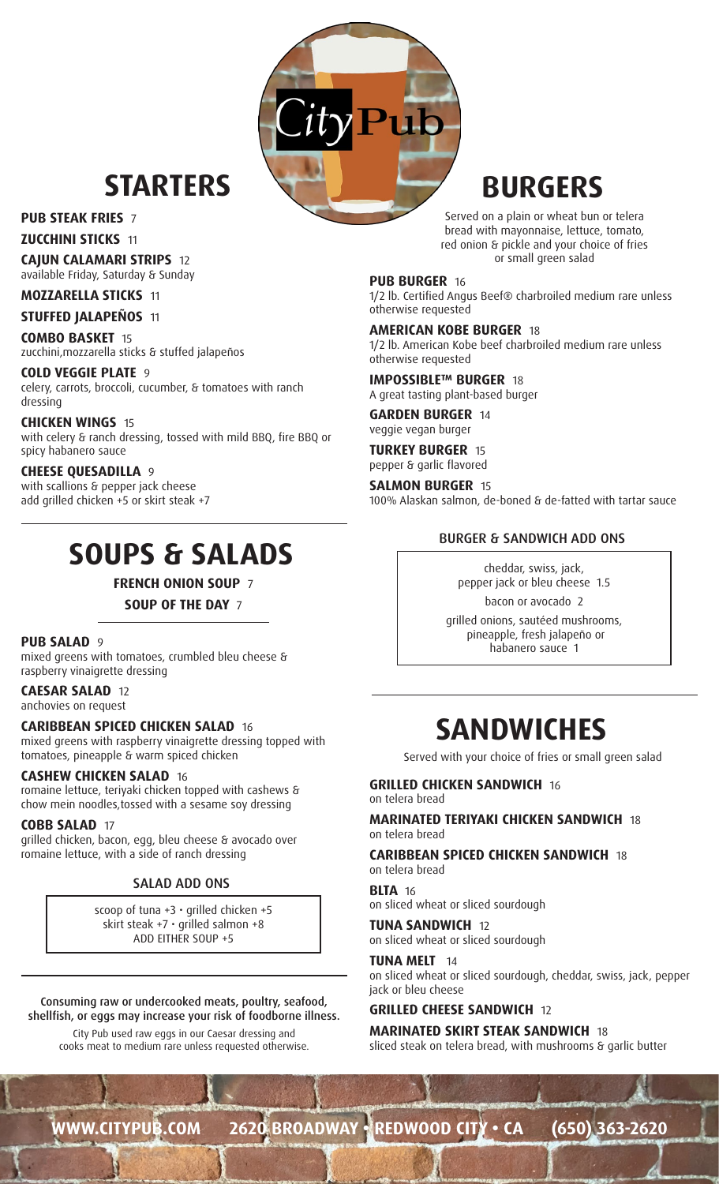# City Pub

## STARTERS

**PUB STEAK FRIES** 7

**ZUCCHINI STICKS** 11

**CAJUN CALAMARI STRIPS** 12
available Friday, Saturday & Sunday

**MOZZARELLA STICKS** 11

**STUFFED JALAPEÑOS** 11

**COMBO BASKET** 15
zucchini,mozzarella sticks & stuffed jalapeños

**COLD VEGGIE PLATE** 9
celery, carrots, broccoli, cucumber, & tomatoes with ranch dressing

**CHICKEN WINGS** 15
with celery & ranch dressing, tossed with mild BBQ, fire BBQ or spicy habanero sauce

**CHEESE QUESADILLA** 9
with scallions & pepper jack cheese
add grilled chicken +5 or skirt steak +7

## SOUPS & SALADS

**FRENCH ONION SOUP** 7

**SOUP OF THE DAY** 7

**PUB SALAD** 9
mixed greens with tomatoes, crumbled bleu cheese & raspberry vinaigrette dressing

**CAESAR SALAD** 12
anchovies on request

**CARIBBEAN SPICED CHICKEN SALAD** 16
mixed greens with raspberry vinaigrette dressing topped with tomatoes, pineapple & warm spiced chicken

**CASHEW CHICKEN SALAD** 16
romaine lettuce, teriyaki chicken topped with cashews & chow mein noodles,tossed with a sesame soy dressing

**COBB SALAD** 17
grilled chicken, bacon, egg, bleu cheese & avocado over romaine lettuce, with a side of ranch dressing

### SALAD ADD ONS

scoop of tuna +3 • grilled chicken +5
skirt steak +7 • grilled salmon +8
ADD EITHER SOUP +5

Consuming raw or undercooked meats, poultry, seafood, shellfish, or eggs may increase your risk of foodborne illness.

City Pub used raw eggs in our Caesar dressing and cooks meat to medium rare unless requested otherwise.

## BURGERS

Served on a plain or wheat bun or telera bread with mayonnaise, lettuce, tomato, red onion & pickle and your choice of fries or small green salad

**PUB BURGER** 16
1/2 lb. Certified Angus Beef® charbroiled medium rare unless otherwise requested

**AMERICAN KOBE BURGER** 18
1/2 lb. American Kobe beef charbroiled medium rare unless otherwise requested

**IMPOSSIBLE™ BURGER** 18
A great tasting plant-based burger

**GARDEN BURGER** 14
veggie vegan burger

**TURKEY BURGER** 15
pepper & garlic flavored

**SALMON BURGER** 15
100% Alaskan salmon, de-boned & de-fatted with tartar sauce

### BURGER & SANDWICH ADD ONS

cheddar, swiss, jack, pepper jack or bleu cheese 1.5

bacon or avocado 2

grilled onions, sautéed mushrooms, pineapple, fresh jalapeño or habanero sauce 1

## SANDWICHES

Served with your choice of fries or small green salad

**GRILLED CHICKEN SANDWICH** 16
on telera bread

**MARINATED TERIYAKI CHICKEN SANDWICH** 18
on telera bread

**CARIBBEAN SPICED CHICKEN SANDWICH** 18
on telera bread

**BLTA** 16
on sliced wheat or sliced sourdough

**TUNA SANDWICH** 12
on sliced wheat or sliced sourdough

**TUNA MELT** 14
on sliced wheat or sliced sourdough, cheddar, swiss, jack, pepper jack or bleu cheese

**GRILLED CHEESE SANDWICH** 12

**MARINATED SKIRT STEAK SANDWICH** 18
sliced steak on telera bread, with mushrooms & garlic butter

WWW.CITYPUB.COM 2620 BROADWAY • REDWOOD CITY • CA (650) 363-2620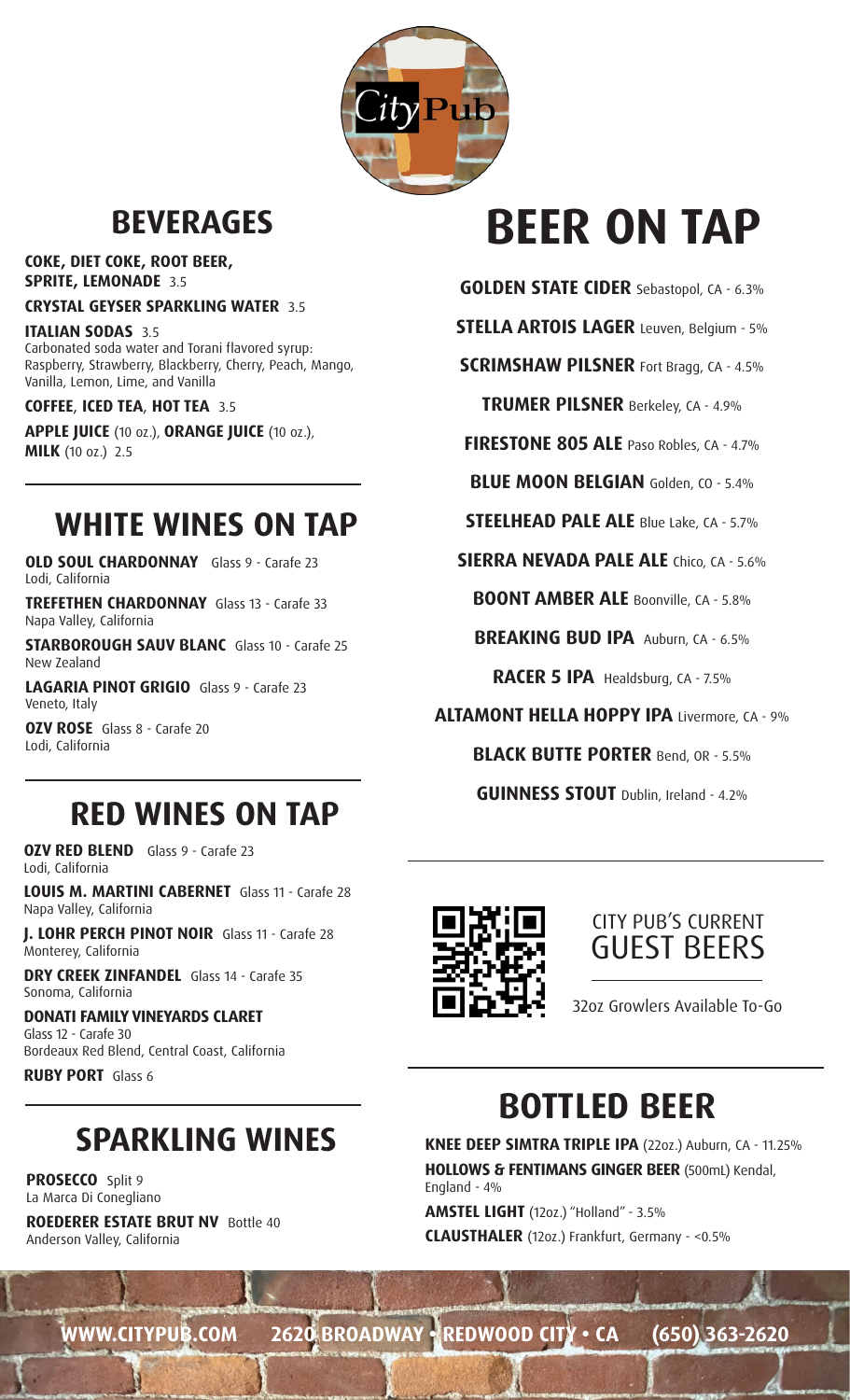City Pub

## BEVERAGES

**COKE, DIET COKE, ROOT BEER, SPRITE, LEMONADE** 3.5

**CRYSTAL GEYSER SPARKLING WATER** 3.5

**ITALIAN SODAS** 3.5
Carbonated soda water and Torani flavored syrup: Raspberry, Strawberry, Blackberry, Cherry, Peach, Mango, Vanilla, Lemon, Lime, and Vanilla

**COFFEE**, **ICED TEA**, **HOT TEA** 3.5

**APPLE JUICE** (10 oz.), **ORANGE JUICE** (10 oz.), **MILK** (10 oz.) 2.5

## WHITE WINES ON TAP

**OLD SOUL CHARDONNAY** Glass 9 - Carafe 23
Lodi, California

**TREFETHEN CHARDONNAY** Glass 13 - Carafe 33
Napa Valley, California

**STARBOROUGH SAUV BLANC** Glass 10 - Carafe 25
New Zealand

**LAGARIA PINOT GRIGIO** Glass 9 - Carafe 23
Veneto, Italy

**OZV ROSE** Glass 8 - Carafe 20
Lodi, California

## RED WINES ON TAP

**OZV RED BLEND** Glass 9 - Carafe 23
Lodi, California

**LOUIS M. MARTINI CABERNET** Glass 11 - Carafe 28
Napa Valley, California

**J. LOHR PERCH PINOT NOIR** Glass 11 - Carafe 28
Monterey, California

**DRY CREEK ZINFANDEL** Glass 14 - Carafe 35
Sonoma, California

**DONATI FAMILY VINEYARDS CLARET**
Glass 12 - Carafe 30
Bordeaux Red Blend, Central Coast, California

**RUBY PORT** Glass 6

## SPARKLING WINES

**PROSECCO** Split 9
La Marca Di Conegliano

**ROEDERER ESTATE BRUT NV** Bottle 40
Anderson Valley, California

# BEER ON TAP

**GOLDEN STATE CIDER** Sebastopol, CA - 6.3%

**STELLA ARTOIS LAGER** Leuven, Belgium - 5%

**SCRIMSHAW PILSNER** Fort Bragg, CA - 4.5%

**TRUMER PILSNER** Berkeley, CA - 4.9%

**FIRESTONE 805 ALE** Paso Robles, CA - 4.7%

**BLUE MOON BELGIAN** Golden, CO - 5.4%

**STEELHEAD PALE ALE** Blue Lake, CA - 5.7%

**SIERRA NEVADA PALE ALE** Chico, CA - 5.6%

**BOONT AMBER ALE** Boonville, CA - 5.8%

**BREAKING BUD IPA** Auburn, CA - 6.5%

**RACER 5 IPA** Healdsburg, CA - 7.5%

**ALTAMONT HELLA HOPPY IPA** Livermore, CA - 9%

**BLACK BUTTE PORTER** Bend, OR - 5.5%

**GUINNESS STOUT** Dublin, Ireland - 4.2%

CITY PUB'S CURRENT
GUEST BEERS

32oz Growlers Available To-Go

## BOTTLED BEER

**KNEE DEEP SIMTRA TRIPLE IPA** (22oz.) Auburn, CA - 11.25%

**HOLLOWS & FENTIMANS GINGER BEER** (500mL) Kendal, England - 4%

**AMSTEL LIGHT** (12oz.) "Holland" - 3.5%

**CLAUSTHALER** (12oz.) Frankfurt, Germany - <0.5%

WWW.CITYPUB.COM 2620 BROADWAY • REDWOOD CITY • CA (650) 363-2620